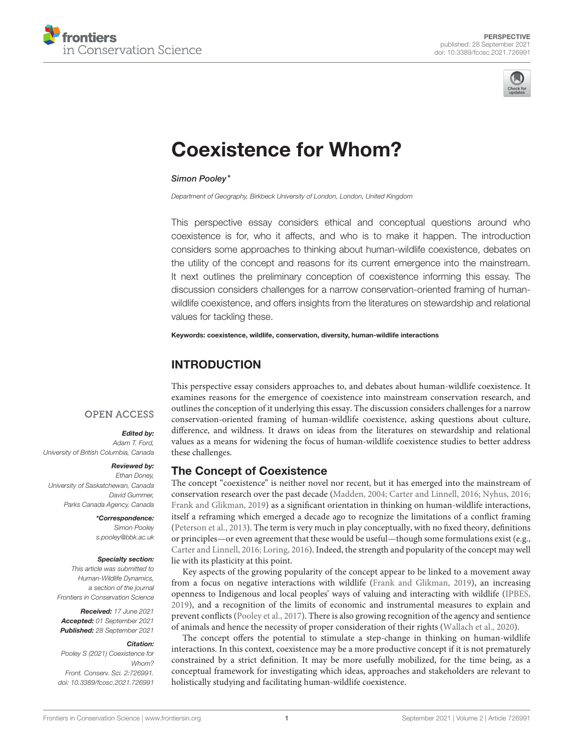PERSPECTIVE
published: 28 September 2021
doi: 10.3389/fcosc.2021.726991

# Coexistence for Whom?

*Simon Pooley**

*Department of Geography, Birkbeck University of London, London, United Kingdom*

This perspective essay considers ethical and conceptual questions around who coexistence is for, who it affects, and who is to make it happen. The introduction considers some approaches to thinking about human-wildlife coexistence, debates on the utility of the concept and reasons for its current emergence into the mainstream. It next outlines the preliminary conception of coexistence informing this essay. The discussion considers challenges for a narrow conservation-oriented framing of human-wildlife coexistence, and offers insights from the literatures on stewardship and relational values for tackling these.

**Keywords: coexistence, wildlife, conservation, diversity, human-wildlife interactions**

OPEN ACCESS

***Edited by:***
*Adam T. Ford,*
*University of British Columbia, Canada*

***Reviewed by:***
*Ethan Doney,*
*University of Saskatchewan, Canada*
*David Gummer,*
*Parks Canada Agency, Canada*

****Correspondence:***
*Simon Pooley*
*s.pooley@bbk.ac.uk*

***Specialty section:***
*This article was submitted to Human-Wildlife Dynamics, a section of the journal Frontiers in Conservation Science*

***Received:*** *17 June 2021*
***Accepted:*** *01 September 2021*
***Published:*** *28 September 2021*

***Citation:***
*Pooley S (2021) Coexistence for Whom? Front. Conserv. Sci. 2:726991. doi: 10.3389/fcosc.2021.726991*

## INTRODUCTION

This perspective essay considers approaches to, and debates about human-wildlife coexistence. It examines reasons for the emergence of coexistence into mainstream conservation research, and outlines the conception of it underlying this essay. The discussion considers challenges for a narrow conservation-oriented framing of human-wildlife coexistence, asking questions about culture, difference, and wildness. It draws on ideas from the literatures on stewardship and relational values as a means for widening the focus of human-wildlife coexistence studies to better address these challenges.

### The Concept of Coexistence

The concept "coexistence" is neither novel nor recent, but it has emerged into the mainstream of conservation research over the past decade (Madden, 2004; Carter and Linnell, 2016; Nyhus, 2016; Frank and Glikman, 2019) as a significant orientation in thinking on human-wildlife interactions, itself a reframing which emerged a decade ago to recognize the limitations of a conflict framing (Peterson et al., 2013). The term is very much in play conceptually, with no fixed theory, definitions or principles—or even agreement that these would be useful—though some formulations exist (e.g., Carter and Linnell, 2016; Loring, 2016). Indeed, the strength and popularity of the concept may well lie with its plasticity at this point.

Key aspects of the growing popularity of the concept appear to be linked to a movement away from a focus on negative interactions with wildlife (Frank and Glikman, 2019), an increasing openness to Indigenous and local peoples' ways of valuing and interacting with wildlife (IPBES, 2019), and a recognition of the limits of economic and instrumental measures to explain and prevent conflicts (Pooley et al., 2017). There is also growing recognition of the agency and sentience of animals and hence the necessity of proper consideration of their rights (Wallach et al., 2020).

The concept offers the potential to stimulate a step-change in thinking on human-wildlife interactions. In this context, coexistence may be a more productive concept if it is not prematurely constrained by a strict definition. It may be more usefully mobilized, for the time being, as a conceptual framework for investigating which ideas, approaches and stakeholders are relevant to holistically studying and facilitating human-wildlife coexistence.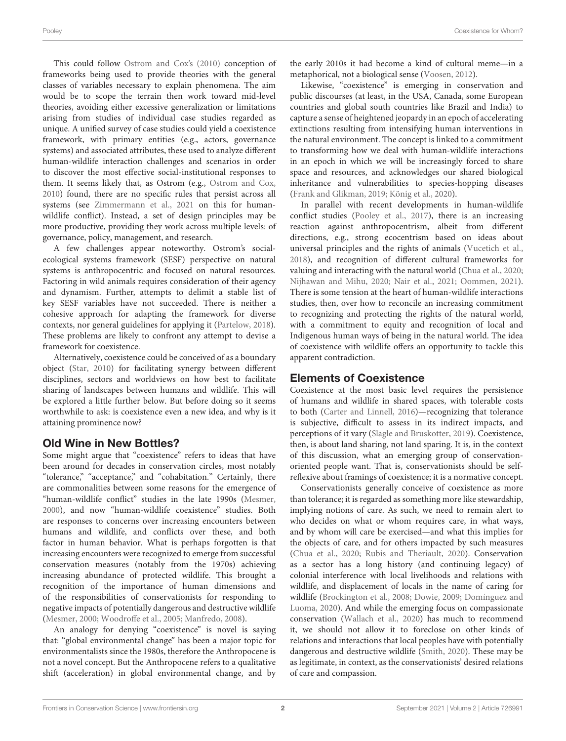This could follow Ostrom and Cox's (2010) conception of frameworks being used to provide theories with the general classes of variables necessary to explain phenomena. The aim would be to scope the terrain then work toward mid-level theories, avoiding either excessive generalization or limitations arising from studies of individual case studies regarded as unique. A unified survey of case studies could yield a coexistence framework, with primary entities (e.g., actors, governance systems) and associated attributes, these used to analyze different human-wildlife interaction challenges and scenarios in order to discover the most effective social-institutional responses to them. It seems likely that, as Ostrom (e.g., Ostrom and Cox, 2010) found, there are no specific rules that persist across all systems (see Zimmermann et al., 2021 on this for human-wildlife conflict). Instead, a set of design principles may be more productive, providing they work across multiple levels: of governance, policy, management, and research.

A few challenges appear noteworthy. Ostrom's social-ecological systems framework (SESF) perspective on natural systems is anthropocentric and focused on natural resources. Factoring in wild animals requires consideration of their agency and dynamism. Further, attempts to delimit a stable list of key SESF variables have not succeeded. There is neither a cohesive approach for adapting the framework for diverse contexts, nor general guidelines for applying it (Partelow, 2018). These problems are likely to confront any attempt to devise a framework for coexistence.

Alternatively, coexistence could be conceived of as a boundary object (Star, 2010) for facilitating synergy between different disciplines, sectors and worldviews on how best to facilitate sharing of landscapes between humans and wildlife. This will be explored a little further below. But before doing so it seems worthwhile to ask: is coexistence even a new idea, and why is it attaining prominence now?

## Old Wine in New Bottles?

Some might argue that "coexistence" refers to ideas that have been around for decades in conservation circles, most notably "tolerance," "acceptance," and "cohabitation." Certainly, there are commonalities between some reasons for the emergence of "human-wildlife conflict" studies in the late 1990s (Mesmer, 2000), and now "human-wildlife coexistence" studies. Both are responses to concerns over increasing encounters between humans and wildlife, and conflicts over these, and both factor in human behavior. What is perhaps forgotten is that increasing encounters were recognized to emerge from successful conservation measures (notably from the 1970s) achieving increasing abundance of protected wildlife. This brought a recognition of the importance of human dimensions and of the responsibilities of conservationists for responding to negative impacts of potentially dangerous and destructive wildlife (Mesmer, 2000; Woodroffe et al., 2005; Manfredo, 2008).

An analogy for denying "coexistence" is novel is saying that: "global environmental change" has been a major topic for environmentalists since the 1980s, therefore the Anthropocene is not a novel concept. But the Anthropocene refers to a qualitative shift (acceleration) in global environmental change, and by the early 2010s it had become a kind of cultural meme—in a metaphorical, not a biological sense (Voosen, 2012).

Likewise, "coexistence" is emerging in conservation and public discourses (at least, in the USA, Canada, some European countries and global south countries like Brazil and India) to capture a sense of heightened jeopardy in an epoch of accelerating extinctions resulting from intensifying human interventions in the natural environment. The concept is linked to a commitment to transforming how we deal with human-wildlife interactions in an epoch in which we will be increasingly forced to share space and resources, and acknowledges our shared biological inheritance and vulnerabilities to species-hopping diseases (Frank and Glikman, 2019; König et al., 2020).

In parallel with recent developments in human-wildlife conflict studies (Pooley et al., 2017), there is an increasing reaction against anthropocentrism, albeit from different directions, e.g., strong ecocentrism based on ideas about universal principles and the rights of animals (Vucetich et al., 2018), and recognition of different cultural frameworks for valuing and interacting with the natural world (Chua et al., 2020; Nijhawan and Mihu, 2020; Nair et al., 2021; Oommen, 2021). There is some tension at the heart of human-wildlife interactions studies, then, over how to reconcile an increasing commitment to recognizing and protecting the rights of the natural world, with a commitment to equity and recognition of local and Indigenous human ways of being in the natural world. The idea of coexistence with wildlife offers an opportunity to tackle this apparent contradiction.

## Elements of Coexistence

Coexistence at the most basic level requires the persistence of humans and wildlife in shared spaces, with tolerable costs to both (Carter and Linnell, 2016)—recognizing that tolerance is subjective, difficult to assess in its indirect impacts, and perceptions of it vary (Slagle and Bruskotter, 2019). Coexistence, then, is about land sharing, not land sparing. It is, in the context of this discussion, what an emerging group of conservation-oriented people want. That is, conservationists should be self-reflexive about framings of coexistence; it is a normative concept.

Conservationists generally conceive of coexistence as more than tolerance; it is regarded as something more like stewardship, implying notions of care. As such, we need to remain alert to who decides on what or whom requires care, in what ways, and by whom will care be exercised—and what this implies for the objects of care, and for others impacted by such measures (Chua et al., 2020; Rubis and Theriault, 2020). Conservation as a sector has a long history (and continuing legacy) of colonial interference with local livelihoods and relations with wildlife, and displacement of locals in the name of caring for wildlife (Brockington et al., 2008; Dowie, 2009; Domínguez and Luoma, 2020). And while the emerging focus on compassionate conservation (Wallach et al., 2020) has much to recommend it, we should not allow it to foreclose on other kinds of relations and interactions that local peoples have with potentially dangerous and destructive wildlife (Smith, 2020). These may be as legitimate, in context, as the conservationists' desired relations of care and compassion.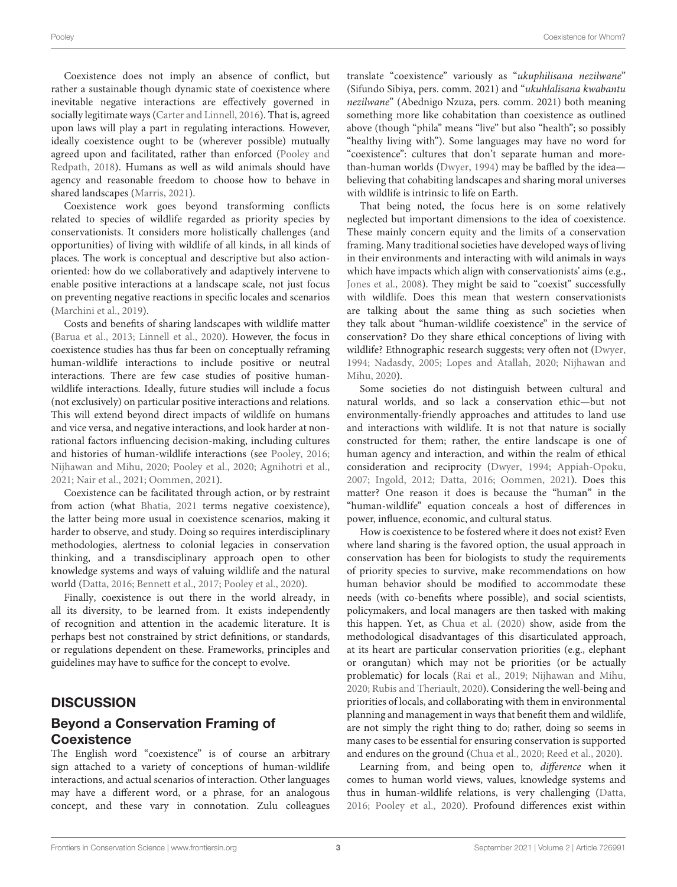Coexistence does not imply an absence of conflict, but rather a sustainable though dynamic state of coexistence where inevitable negative interactions are effectively governed in socially legitimate ways (Carter and Linnell, 2016). That is, agreed upon laws will play a part in regulating interactions. However, ideally coexistence ought to be (wherever possible) mutually agreed upon and facilitated, rather than enforced (Pooley and Redpath, 2018). Humans as well as wild animals should have agency and reasonable freedom to choose how to behave in shared landscapes (Marris, 2021).

Coexistence work goes beyond transforming conflicts related to species of wildlife regarded as priority species by conservationists. It considers more holistically challenges (and opportunities) of living with wildlife of all kinds, in all kinds of places. The work is conceptual and descriptive but also action-oriented: how do we collaboratively and adaptively intervene to enable positive interactions at a landscape scale, not just focus on preventing negative reactions in specific locales and scenarios (Marchini et al., 2019).

Costs and benefits of sharing landscapes with wildlife matter (Barua et al., 2013; Linnell et al., 2020). However, the focus in coexistence studies has thus far been on conceptually reframing human-wildlife interactions to include positive or neutral interactions. There are few case studies of positive human-wildlife interactions. Ideally, future studies will include a focus (not exclusively) on particular positive interactions and relations. This will extend beyond direct impacts of wildlife on humans and vice versa, and negative interactions, and look harder at non-rational factors influencing decision-making, including cultures and histories of human-wildlife interactions (see Pooley, 2016; Nijhawan and Mihu, 2020; Pooley et al., 2020; Agnihotri et al., 2021; Nair et al., 2021; Oommen, 2021).

Coexistence can be facilitated through action, or by restraint from action (what Bhatia, 2021 terms negative coexistence), the latter being more usual in coexistence scenarios, making it harder to observe, and study. Doing so requires interdisciplinary methodologies, alertness to colonial legacies in conservation thinking, and a transdisciplinary approach open to other knowledge systems and ways of valuing wildlife and the natural world (Datta, 2016; Bennett et al., 2017; Pooley et al., 2020).

Finally, coexistence is out there in the world already, in all its diversity, to be learned from. It exists independently of recognition and attention in the academic literature. It is perhaps best not constrained by strict definitions, or standards, or regulations dependent on these. Frameworks, principles and guidelines may have to suffice for the concept to evolve.

## DISCUSSION

### Beyond a Conservation Framing of Coexistence

The English word "coexistence" is of course an arbitrary sign attached to a variety of conceptions of human-wildlife interactions, and actual scenarios of interaction. Other languages may have a different word, or a phrase, for an analogous concept, and these vary in connotation. Zulu colleagues translate "coexistence" variously as "*ukuphilisana nezilwane*" (Sifundo Sibiya, pers. comm. 2021) and "*ukuhlalisana kwabantu nezilwane*" (Abednigo Nzuza, pers. comm. 2021) both meaning something more like cohabitation than coexistence as outlined above (though "phila" means "live" but also "health"; so possibly "healthy living with"). Some languages may have no word for "coexistence": cultures that don't separate human and more-than-human worlds (Dwyer, 1994) may be baffled by the idea—believing that cohabiting landscapes and sharing moral universes with wildlife is intrinsic to life on Earth.

That being noted, the focus here is on some relatively neglected but important dimensions to the idea of coexistence. These mainly concern equity and the limits of a conservation framing. Many traditional societies have developed ways of living in their environments and interacting with wild animals in ways which have impacts which align with conservationists' aims (e.g., Jones et al., 2008). They might be said to "coexist" successfully with wildlife. Does this mean that western conservationists are talking about the same thing as such societies when they talk about "human-wildlife coexistence" in the service of conservation? Do they share ethical conceptions of living with wildlife? Ethnographic research suggests; very often not (Dwyer, 1994; Nadasdy, 2005; Lopes and Atallah, 2020; Nijhawan and Mihu, 2020).

Some societies do not distinguish between cultural and natural worlds, and so lack a conservation ethic—but not environmentally-friendly approaches and attitudes to land use and interactions with wildlife. It is not that nature is socially constructed for them; rather, the entire landscape is one of human agency and interaction, and within the realm of ethical consideration and reciprocity (Dwyer, 1994; Appiah-Opoku, 2007; Ingold, 2012; Datta, 2016; Oommen, 2021). Does this matter? One reason it does is because the "human" in the "human-wildlife" equation conceals a host of differences in power, influence, economic, and cultural status.

How is coexistence to be fostered where it does not exist? Even where land sharing is the favored option, the usual approach in conservation has been for biologists to study the requirements of priority species to survive, make recommendations on how human behavior should be modified to accommodate these needs (with co-benefits where possible), and social scientists, policymakers, and local managers are then tasked with making this happen. Yet, as Chua et al. (2020) show, aside from the methodological disadvantages of this disarticulated approach, at its heart are particular conservation priorities (e.g., elephant or orangutan) which may not be priorities (or be actually problematic) for locals (Rai et al., 2019; Nijhawan and Mihu, 2020; Rubis and Theriault, 2020). Considering the well-being and priorities of locals, and collaborating with them in environmental planning and management in ways that benefit them and wildlife, are not simply the right thing to do; rather, doing so seems in many cases to be essential for ensuring conservation is supported and endures on the ground (Chua et al., 2020; Reed et al., 2020).

Learning from, and being open to, *difference* when it comes to human world views, values, knowledge systems and thus in human-wildlife relations, is very challenging (Datta, 2016; Pooley et al., 2020). Profound differences exist within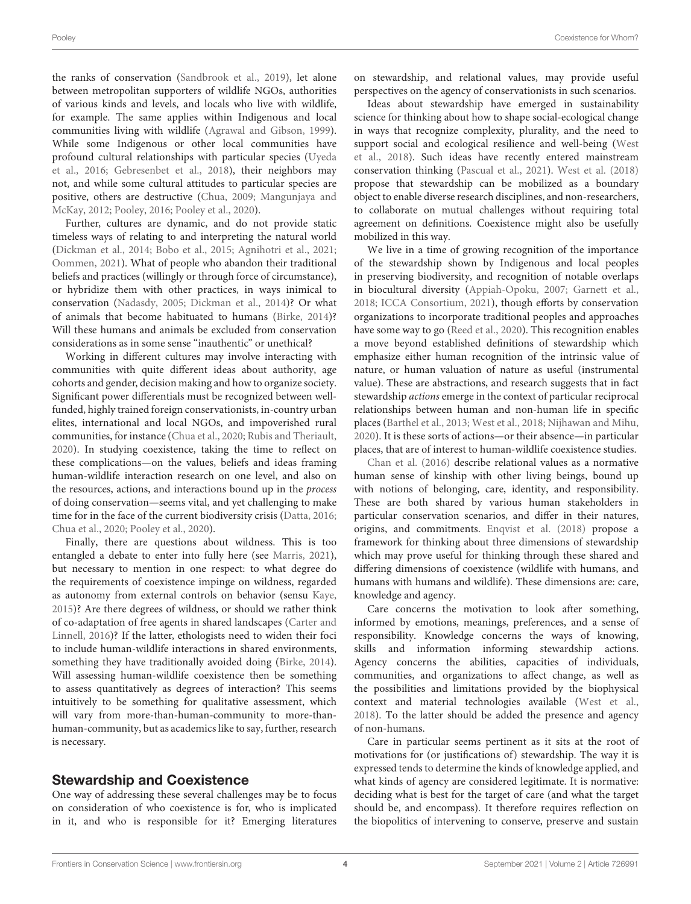the ranks of conservation (Sandbrook et al., 2019), let alone between metropolitan supporters of wildlife NGOs, authorities of various kinds and levels, and locals who live with wildlife, for example. The same applies within Indigenous and local communities living with wildlife (Agrawal and Gibson, 1999). While some Indigenous or other local communities have profound cultural relationships with particular species (Uyeda et al., 2016; Gebresenbet et al., 2018), their neighbors may not, and while some cultural attitudes to particular species are positive, others are destructive (Chua, 2009; Mangunjaya and McKay, 2012; Pooley, 2016; Pooley et al., 2020).

Further, cultures are dynamic, and do not provide static timeless ways of relating to and interpreting the natural world (Dickman et al., 2014; Bobo et al., 2015; Agnihotri et al., 2021; Oommen, 2021). What of people who abandon their traditional beliefs and practices (willingly or through force of circumstance), or hybridize them with other practices, in ways inimical to conservation (Nadasdy, 2005; Dickman et al., 2014)? Or what of animals that become habituated to humans (Birke, 2014)? Will these humans and animals be excluded from conservation considerations as in some sense "inauthentic" or unethical?

Working in different cultures may involve interacting with communities with quite different ideas about authority, age cohorts and gender, decision making and how to organize society. Significant power differentials must be recognized between well-funded, highly trained foreign conservationists, in-country urban elites, international and local NGOs, and impoverished rural communities, for instance (Chua et al., 2020; Rubis and Theriault, 2020). In studying coexistence, taking the time to reflect on these complications—on the values, beliefs and ideas framing human-wildlife interaction research on one level, and also on the resources, actions, and interactions bound up in the *process* of doing conservation—seems vital, and yet challenging to make time for in the face of the current biodiversity crisis (Datta, 2016; Chua et al., 2020; Pooley et al., 2020).

Finally, there are questions about wildness. This is too entangled a debate to enter into fully here (see Marris, 2021), but necessary to mention in one respect: to what degree do the requirements of coexistence impinge on wildness, regarded as autonomy from external controls on behavior (sensu Kaye, 2015)? Are there degrees of wildness, or should we rather think of co-adaptation of free agents in shared landscapes (Carter and Linnell, 2016)? If the latter, ethologists need to widen their foci to include human-wildlife interactions in shared environments, something they have traditionally avoided doing (Birke, 2014). Will assessing human-wildlife coexistence then be something to assess quantitatively as degrees of interaction? This seems intuitively to be something for qualitative assessment, which will vary from more-than-human-community to more-than-human-community, but as academics like to say, further, research is necessary.

## Stewardship and Coexistence

One way of addressing these several challenges may be to focus on consideration of who coexistence is for, who is implicated in it, and who is responsible for it? Emerging literatures on stewardship, and relational values, may provide useful perspectives on the agency of conservationists in such scenarios.

Ideas about stewardship have emerged in sustainability science for thinking about how to shape social-ecological change in ways that recognize complexity, plurality, and the need to support social and ecological resilience and well-being (West et al., 2018). Such ideas have recently entered mainstream conservation thinking (Pascual et al., 2021). West et al. (2018) propose that stewardship can be mobilized as a boundary object to enable diverse research disciplines, and non-researchers, to collaborate on mutual challenges without requiring total agreement on definitions. Coexistence might also be usefully mobilized in this way.

We live in a time of growing recognition of the importance of the stewardship shown by Indigenous and local peoples in preserving biodiversity, and recognition of notable overlaps in biocultural diversity (Appiah-Opoku, 2007; Garnett et al., 2018; ICCA Consortium, 2021), though efforts by conservation organizations to incorporate traditional peoples and approaches have some way to go (Reed et al., 2020). This recognition enables a move beyond established definitions of stewardship which emphasize either human recognition of the intrinsic value of nature, or human valuation of nature as useful (instrumental value). These are abstractions, and research suggests that in fact stewardship *actions* emerge in the context of particular reciprocal relationships between human and non-human life in specific places (Barthel et al., 2013; West et al., 2018; Nijhawan and Mihu, 2020). It is these sorts of actions—or their absence—in particular places, that are of interest to human-wildlife coexistence studies.

Chan et al. (2016) describe relational values as a normative human sense of kinship with other living beings, bound up with notions of belonging, care, identity, and responsibility. These are both shared by various human stakeholders in particular conservation scenarios, and differ in their natures, origins, and commitments. Enqvist et al. (2018) propose a framework for thinking about three dimensions of stewardship which may prove useful for thinking through these shared and differing dimensions of coexistence (wildlife with humans, and humans with humans and wildlife). These dimensions are: care, knowledge and agency.

Care concerns the motivation to look after something, informed by emotions, meanings, preferences, and a sense of responsibility. Knowledge concerns the ways of knowing, skills and information informing stewardship actions. Agency concerns the abilities, capacities of individuals, communities, and organizations to affect change, as well as the possibilities and limitations provided by the biophysical context and material technologies available (West et al., 2018). To the latter should be added the presence and agency of non-humans.

Care in particular seems pertinent as it sits at the root of motivations for (or justifications of) stewardship. The way it is expressed tends to determine the kinds of knowledge applied, and what kinds of agency are considered legitimate. It is normative: deciding what is best for the target of care (and what the target should be, and encompass). It therefore requires reflection on the biopolitics of intervening to conserve, preserve and sustain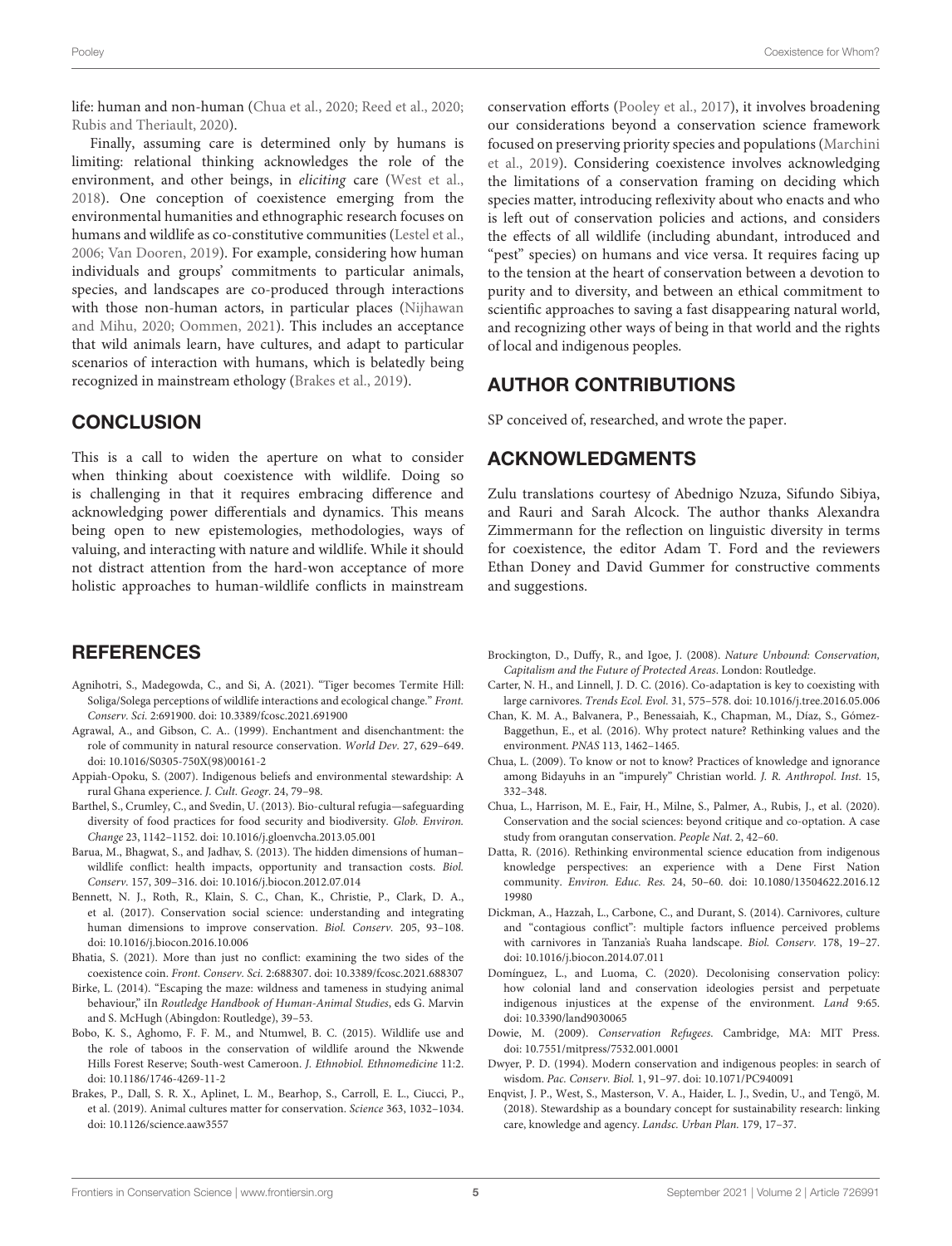life: human and non-human (Chua et al., 2020; Reed et al., 2020; Rubis and Theriault, 2020).

Finally, assuming care is determined only by humans is limiting: relational thinking acknowledges the role of the environment, and other beings, in *eliciting* care (West et al., 2018). One conception of coexistence emerging from the environmental humanities and ethnographic research focuses on humans and wildlife as co-constitutive communities (Lestel et al., 2006; Van Dooren, 2019). For example, considering how human individuals and groups' commitments to particular animals, species, and landscapes are co-produced through interactions with those non-human actors, in particular places (Nijhawan and Mihu, 2020; Oommen, 2021). This includes an acceptance that wild animals learn, have cultures, and adapt to particular scenarios of interaction with humans, which is belatedly being recognized in mainstream ethology (Brakes et al., 2019).

## CONCLUSION

This is a call to widen the aperture on what to consider when thinking about coexistence with wildlife. Doing so is challenging in that it requires embracing difference and acknowledging power differentials and dynamics. This means being open to new epistemologies, methodologies, ways of valuing, and interacting with nature and wildlife. While it should not distract attention from the hard-won acceptance of more holistic approaches to human-wildlife conflicts in mainstream conservation efforts (Pooley et al., 2017), it involves broadening our considerations beyond a conservation science framework focused on preserving priority species and populations (Marchini et al., 2019). Considering coexistence involves acknowledging the limitations of a conservation framing on deciding which species matter, introducing reflexivity about who enacts and who is left out of conservation policies and actions, and considers the effects of all wildlife (including abundant, introduced and "pest" species) on humans and vice versa. It requires facing up to the tension at the heart of conservation between a devotion to purity and to diversity, and between an ethical commitment to scientific approaches to saving a fast disappearing natural world, and recognizing other ways of being in that world and the rights of local and indigenous peoples.

## AUTHOR CONTRIBUTIONS

SP conceived of, researched, and wrote the paper.

## ACKNOWLEDGMENTS

Zulu translations courtesy of Abednigo Nzuza, Sifundo Sibiya, and Rauri and Sarah Alcock. The author thanks Alexandra Zimmermann for the reflection on linguistic diversity in terms for coexistence, the editor Adam T. Ford and the reviewers Ethan Doney and David Gummer for constructive comments and suggestions.

## REFERENCES

Agnihotri, S., Madegowda, C., and Si, A. (2021). "Tiger becomes Termite Hill: Soliga/Solega perceptions of wildlife interactions and ecological change." *Front. Conserv. Sci.* 2:691900. doi: 10.3389/fcosc.2021.691900

Agrawal, A., and Gibson, C. A.. (1999). Enchantment and disenchantment: the role of community in natural resource conservation. *World Dev.* 27, 629–649. doi: 10.1016/S0305-750X(98)00161-2

Appiah-Opoku, S. (2007). Indigenous beliefs and environmental stewardship: A rural Ghana experience. *J. Cult. Geogr.* 24, 79–98.

Barthel, S., Crumley, C., and Svedin, U. (2013). Bio-cultural refugia—safeguarding diversity of food practices for food security and biodiversity. *Glob. Environ. Change* 23, 1142–1152. doi: 10.1016/j.gloenvcha.2013.05.001

Barua, M., Bhagwat, S., and Jadhav, S. (2013). The hidden dimensions of human–wildlife conflict: health impacts, opportunity and transaction costs. *Biol. Conserv.* 157, 309–316. doi: 10.1016/j.biocon.2012.07.014

Bennett, N. J., Roth, R., Klain, S. C., Chan, K., Christie, P., Clark, D. A., et al. (2017). Conservation social science: understanding and integrating human dimensions to improve conservation. *Biol. Conserv.* 205, 93–108. doi: 10.1016/j.biocon.2016.10.006

Bhatia, S. (2021). More than just no conflict: examining the two sides of the coexistence coin. *Front. Conserv. Sci.* 2:688307. doi: 10.3389/fcosc.2021.688307

Birke, L. (2014). "Escaping the maze: wildness and tameness in studying animal behaviour," iIn *Routledge Handbook of Human-Animal Studies*, eds G. Marvin and S. McHugh (Abingdon: Routledge), 39–53.

Bobo, K. S., Aghomo, F. F. M., and Ntumwel, B. C. (2015). Wildlife use and the role of taboos in the conservation of wildlife around the Nkwende Hills Forest Reserve; South-west Cameroon. *J. Ethnobiol. Ethnomedicine* 11:2. doi: 10.1186/1746-4269-11-2

Brakes, P., Dall, S. R. X., Aplinet, L. M., Bearhop, S., Carroll, E. L., Ciucci, P., et al. (2019). Animal cultures matter for conservation. *Science* 363, 1032–1034. doi: 10.1126/science.aaw3557

Brockington, D., Duffy, R., and Igoe, J. (2008). *Nature Unbound: Conservation, Capitalism and the Future of Protected Areas*. London: Routledge.

Carter, N. H., and Linnell, J. D. C. (2016). Co-adaptation is key to coexisting with large carnivores. *Trends Ecol. Evol.* 31, 575–578. doi: 10.1016/j.tree.2016.05.006

Chan, K. M. A., Balvanera, P., Benessaiah, K., Chapman, M., Díaz, S., Gómez-Baggethun, E., et al. (2016). Why protect nature? Rethinking values and the environment. *PNAS* 113, 1462–1465.

Chua, L. (2009). To know or not to know? Practices of knowledge and ignorance among Bidayuhs in an "impurely" Christian world. *J. R. Anthropol. Inst.* 15, 332–348.

Chua, L., Harrison, M. E., Fair, H., Milne, S., Palmer, A., Rubis, J., et al. (2020). Conservation and the social sciences: beyond critique and co-optation. A case study from orangutan conservation. *People Nat.* 2, 42–60.

Datta, R. (2016). Rethinking environmental science education from indigenous knowledge perspectives: an experience with a Dene First Nation community. *Environ. Educ. Res.* 24, 50–60. doi: 10.1080/13504622.2016.1219980

Dickman, A., Hazzah, L., Carbone, C., and Durant, S. (2014). Carnivores, culture and "contagious conflict": multiple factors influence perceived problems with carnivores in Tanzania's Ruaha landscape. *Biol. Conserv.* 178, 19–27. doi: 10.1016/j.biocon.2014.07.011

Domínguez, L., and Luoma, C. (2020). Decolonising conservation policy: how colonial land and conservation ideologies persist and perpetuate indigenous injustices at the expense of the environment. *Land* 9:65. doi: 10.3390/land9030065

Dowie, M. (2009). *Conservation Refugees*. Cambridge, MA: MIT Press. doi: 10.7551/mitpress/7532.001.0001

Dwyer, P. D. (1994). Modern conservation and indigenous peoples: in search of wisdom. *Pac. Conserv. Biol.* 1, 91–97. doi: 10.1071/PC940091

Enqvist, J. P., West, S., Masterson, V. A., Haider, L. J., Svedin, U., and Tengö, M. (2018). Stewardship as a boundary concept for sustainability research: linking care, knowledge and agency. *Landsc. Urban Plan.* 179, 17–37.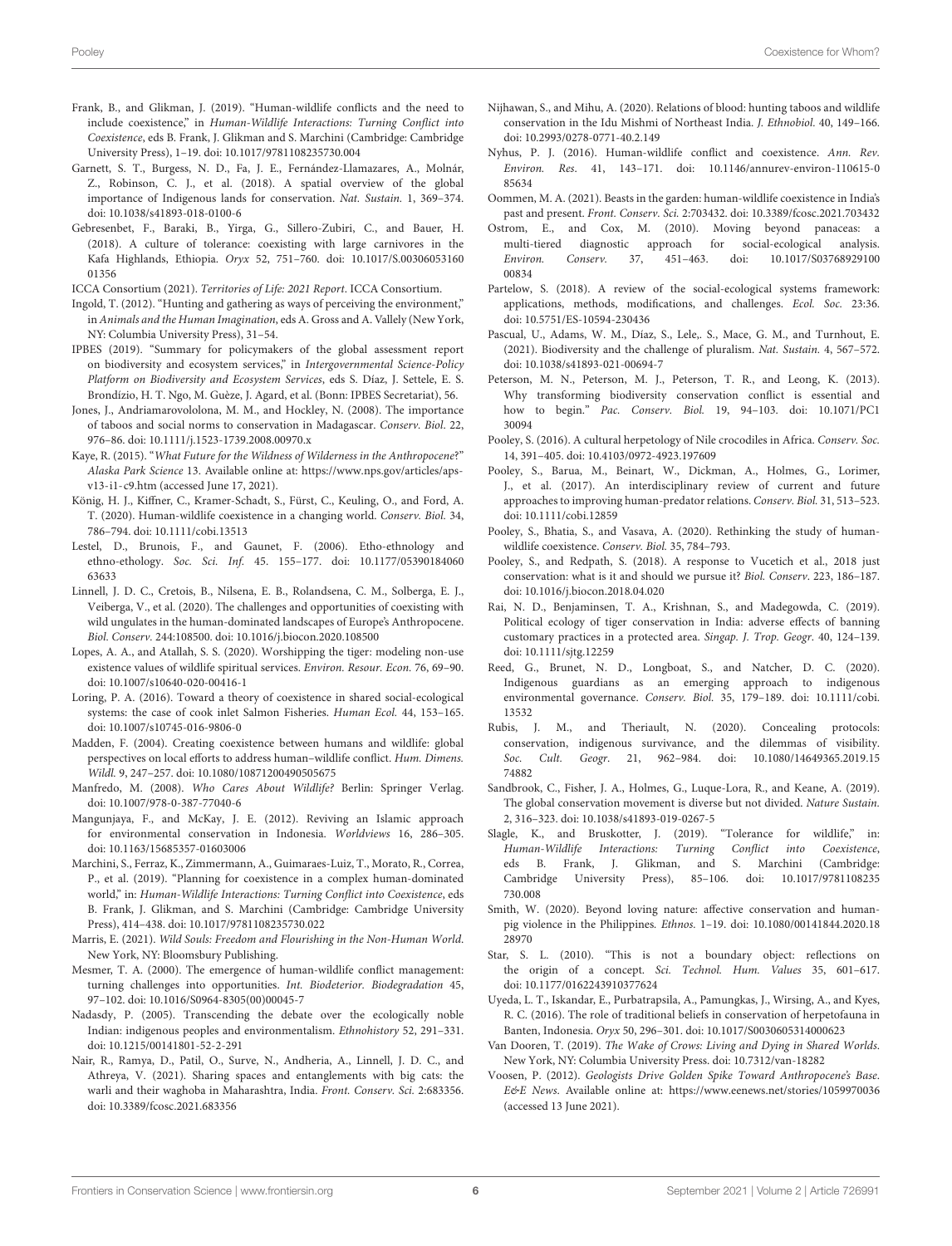Frank, B., and Glikman, J. (2019). "Human-wildlife conflicts and the need to include coexistence," in *Human-Wildlife Interactions: Turning Conflict into Coexistence*, eds B. Frank, J. Glikman and S. Marchini (Cambridge: Cambridge University Press), 1–19. doi: 10.1017/9781108235730.004

Garnett, S. T., Burgess, N. D., Fa, J. E., Fernández-Llamazares, A., Molnár, Z., Robinson, C. J., et al. (2018). A spatial overview of the global importance of Indigenous lands for conservation. *Nat. Sustain.* 1, 369–374. doi: 10.1038/s41893-018-0100-6

Gebresenbet, F., Baraki, B., Yirga, G., Sillero-Zubiri, C., and Bauer, H. (2018). A culture of tolerance: coexisting with large carnivores in the Kafa Highlands, Ethiopia. *Oryx* 52, 751–760. doi: 10.1017/S.0030605316001356

ICCA Consortium (2021). *Territories of Life: 2021 Report*. ICCA Consortium.

Ingold, T. (2012). "Hunting and gathering as ways of perceiving the environment," in *Animals and the Human Imagination*, eds A. Gross and A. Vallely (New York, NY: Columbia University Press), 31–54.

IPBES (2019). "Summary for policymakers of the global assessment report on biodiversity and ecosystem services," in *Intergovernmental Science-Policy Platform on Biodiversity and Ecosystem Services*, eds S. Díaz, J. Settele, E. S. Brondízio, H. T. Ngo, M. Guèze, J. Agard, et al. (Bonn: IPBES Secretariat), 56.

Jones, J., Andriamarovololona, M. M., and Hockley, N. (2008). The importance of taboos and social norms to conservation in Madagascar. *Conserv. Biol*. 22, 976–86. doi: 10.1111/j.1523-1739.2008.00970.x

Kaye, R. (2015). "*What Future for the Wildness of Wilderness in the Anthropocene*?" *Alaska Park Science* 13. Available online at: https://www.nps.gov/articles/aps-v13-i1-c9.htm (accessed June 17, 2021).

König, H. J., Kiffner, C., Kramer-Schadt, S., Fürst, C., Keuling, O., and Ford, A. T. (2020). Human-wildlife coexistence in a changing world. *Conserv. Biol.* 34, 786–794. doi: 10.1111/cobi.13513

Lestel, D., Brunois, F., and Gaunet, F. (2006). Etho-ethnology and ethno-ethology. *Soc. Sci. Inf.* 45. 155–177. doi: 10.1177/0539018406063633

Linnell, J. D. C., Cretois, B., Nilsena, E. B., Rolandsena, C. M., Solberga, E. J., Veiberga, V., et al. (2020). The challenges and opportunities of coexisting with wild ungulates in the human-dominated landscapes of Europe's Anthropocene. *Biol. Conserv*. 244:108500. doi: 10.1016/j.biocon.2020.108500

Lopes, A. A., and Atallah, S. S. (2020). Worshipping the tiger: modeling non-use existence values of wildlife spiritual services. *Environ. Resour. Econ.* 76, 69–90. doi: 10.1007/s10640-020-00416-1

Loring, P. A. (2016). Toward a theory of coexistence in shared social-ecological systems: the case of cook inlet Salmon Fisheries. *Human Ecol.* 44, 153–165. doi: 10.1007/s10745-016-9806-0

Madden, F. (2004). Creating coexistence between humans and wildlife: global perspectives on local efforts to address human–wildlife conflict. *Hum. Dimens. Wildl.* 9, 247–257. doi: 10.1080/10871200490505675

Manfredo, M. (2008). *Who Cares About Wildlife?* Berlin: Springer Verlag. doi: 10.1007/978-0-387-77040-6

Mangunjaya, F., and McKay, J. E. (2012). Reviving an Islamic approach for environmental conservation in Indonesia. *Worldviews* 16, 286–305. doi: 10.1163/15685357-01603006

Marchini, S., Ferraz, K., Zimmermann, A., Guimaraes-Luiz, T., Morato, R., Correa, P., et al. (2019). "Planning for coexistence in a complex human-dominated world," in: *Human-Wildlife Interactions: Turning Conflict into Coexistence*, eds B. Frank, J. Glikman, and S. Marchini (Cambridge: Cambridge University Press), 414–438. doi: 10.1017/9781108235730.022

Marris, E. (2021). *Wild Souls: Freedom and Flourishing in the Non-Human World*. New York, NY: Bloomsbury Publishing.

Mesmer, T. A. (2000). The emergence of human-wildlife conflict management: turning challenges into opportunities. *Int. Biodeterior. Biodegradation* 45, 97–102. doi: 10.1016/S0964-8305(00)00045-7

Nadasdy, P. (2005). Transcending the debate over the ecologically noble Indian: indigenous peoples and environmentalism. *Ethnohistory* 52, 291–331. doi: 10.1215/00141801-52-2-291

Nair, R., Ramya, D., Patil, O., Surve, N., Andheria, A., Linnell, J. D. C., and Athreya, V. (2021). Sharing spaces and entanglements with big cats: the warli and their waghoba in Maharashtra, India. *Front. Conserv. Sci.* 2:683356. doi: 10.3389/fcosc.2021.683356

Nijhawan, S., and Mihu, A. (2020). Relations of blood: hunting taboos and wildlife conservation in the Idu Mishmi of Northeast India. *J. Ethnobiol.* 40, 149–166. doi: 10.2993/0278-0771-40.2.149

Nyhus, P. J. (2016). Human-wildlife conflict and coexistence. *Ann. Rev. Environ. Res*. 41, 143–171. doi: 10.1146/annurev-environ-110615-085634

Oommen, M. A. (2021). Beasts in the garden: human-wildlife coexistence in India's past and present. *Front. Conserv. Sci.* 2:703432. doi: 10.3389/fcosc.2021.703432

Ostrom, E., and Cox, M. (2010). Moving beyond panaceas: a multi-tiered diagnostic approach for social-ecological analysis. *Environ. Conserv*. 37, 451–463. doi: 10.1017/S0376892910000834

Partelow, S. (2018). A review of the social-ecological systems framework: applications, methods, modifications, and challenges. *Ecol. Soc.* 23:36. doi: 10.5751/ES-10594-230436

Pascual, U., Adams, W. M., Díaz, S., Lele,. S., Mace, G. M., and Turnhout, E. (2021). Biodiversity and the challenge of pluralism. *Nat. Sustain.* 4, 567–572. doi: 10.1038/s41893-021-00694-7

Peterson, M. N., Peterson, M. J., Peterson, T. R., and Leong, K. (2013). Why transforming biodiversity conservation conflict is essential and how to begin." *Pac. Conserv. Biol.* 19, 94–103. doi: 10.1071/PC130094

Pooley, S. (2016). A cultural herpetology of Nile crocodiles in Africa. *Conserv. Soc.* 14, 391–405. doi: 10.4103/0972-4923.197609

Pooley, S., Barua, M., Beinart, W., Dickman, A., Holmes, G., Lorimer, J., et al. (2017). An interdisciplinary review of current and future approaches to improving human-predator relations. *Conserv. Biol.* 31, 513–523. doi: 10.1111/cobi.12859

Pooley, S., Bhatia, S., and Vasava, A. (2020). Rethinking the study of human-wildlife coexistence. *Conserv. Biol.* 35, 784–793.

Pooley, S., and Redpath, S. (2018). A response to Vucetich et al., 2018 just conservation: what is it and should we pursue it? *Biol. Conserv*. 223, 186–187. doi: 10.1016/j.biocon.2018.04.020

Rai, N. D., Benjaminsen, T. A., Krishnan, S., and Madegowda, C. (2019). Political ecology of tiger conservation in India: adverse effects of banning customary practices in a protected area. *Singap. J. Trop. Geogr*. 40, 124–139. doi: 10.1111/sjtg.12259

Reed, G., Brunet, N. D., Longboat, S., and Natcher, D. C. (2020). Indigenous guardians as an emerging approach to indigenous environmental governance. *Conserv. Biol.* 35, 179–189. doi: 10.1111/cobi.13532

Rubis, J. M., and Theriault, N. (2020). Concealing protocols: conservation, indigenous survivance, and the dilemmas of visibility. *Soc. Cult. Geogr*. 21, 962–984. doi: 10.1080/14649365.2019.1574882

Sandbrook, C., Fisher, J. A., Holmes, G., Luque-Lora, R., and Keane, A. (2019). The global conservation movement is diverse but not divided. *Nature Sustain.* 2, 316–323. doi: 10.1038/s41893-019-0267-5

Slagle, K., and Bruskotter, J. (2019). "Tolerance for wildlife," in: *Human-Wildlife Interactions: Turning Conflict into Coexistence*, eds B. Frank, J. Glikman, and S. Marchini (Cambridge: Cambridge University Press), 85–106. doi: 10.1017/9781108235730.008

Smith, W. (2020). Beyond loving nature: affective conservation and human-pig violence in the Philippines. *Ethnos*. 1–19. doi: 10.1080/00141844.2020.1828970

Star, S. L. (2010). "This is not a boundary object: reflections on the origin of a concept. *Sci. Technol. Hum. Values* 35, 601–617. doi: 10.1177/0162243910377624

Uyeda, L. T., Iskandar, E., Purbatrapsila, A., Pamungkas, J., Wirsing, A., and Kyes, R. C. (2016). The role of traditional beliefs in conservation of herpetofauna in Banten, Indonesia. *Oryx* 50, 296–301. doi: 10.1017/S0030605314000623

Van Dooren, T. (2019). *The Wake of Crows: Living and Dying in Shared Worlds.* New York, NY: Columbia University Press. doi: 10.7312/van-18282

Voosen, P. (2012). *Geologists Drive Golden Spike Toward Anthropocene's Base. E&E News*. Available online at: https://www.eenews.net/stories/1059970036 (accessed 13 June 2021).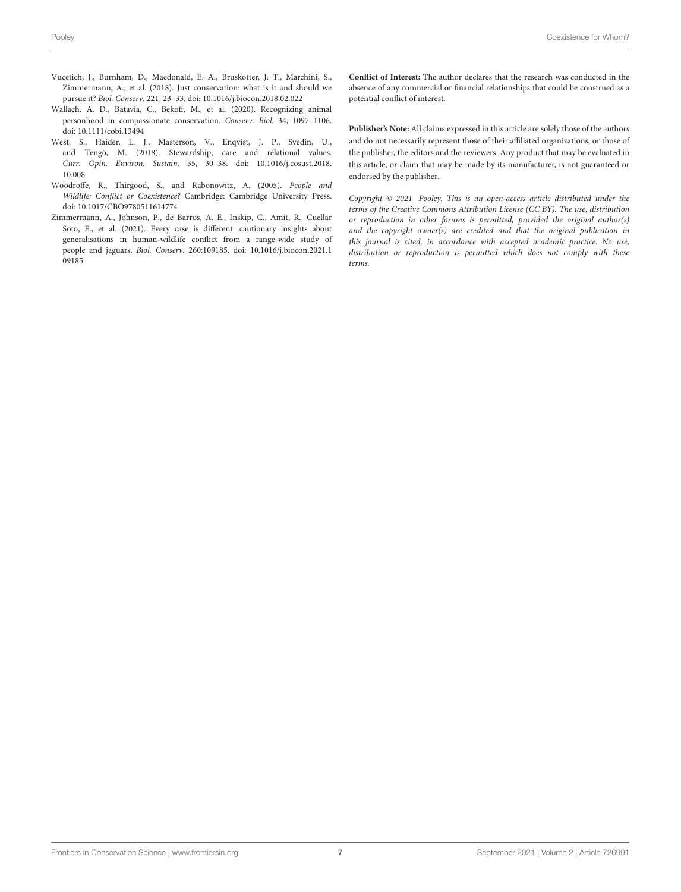Vucetich, J., Burnham, D., Macdonald, E. A., Bruskotter, J. T., Marchini, S., Zimmermann, A., et al. (2018). Just conservation: what is it and should we pursue it? *Biol. Conserv.* 221, 23–33. doi: 10.1016/j.biocon.2018.02.022

Wallach, A. D., Batavia, C., Bekoff, M., et al. (2020). Recognizing animal personhood in compassionate conservation. *Conserv. Biol.* 34, 1097–1106. doi: 10.1111/cobi.13494

West, S., Haider, L. J., Masterson, V., Enqvist, J. P., Svedin, U., and Tengö, M. (2018). Stewardship, care and relational values. *Curr. Opin. Environ. Sustain.* 35, 30–38. doi: 10.1016/j.cosust.2018.10.008

Woodroffe, R., Thirgood, S., and Rabonowitz, A. (2005). *People and Wildlife: Conflict or Coexistence?* Cambridge: Cambridge University Press. doi: 10.1017/CBO9780511614774

Zimmermann, A., Johnson, P., de Barros, A. E., Inskip, C., Amit, R., Cuellar Soto, E., et al. (2021). Every case is different: cautionary insights about generalisations in human-wildlife conflict from a range-wide study of people and jaguars. *Biol. Conserv.* 260:109185. doi: 10.1016/j.biocon.2021.109185

**Conflict of Interest:** The author declares that the research was conducted in the absence of any commercial or financial relationships that could be construed as a potential conflict of interest.

**Publisher's Note:** All claims expressed in this article are solely those of the authors and do not necessarily represent those of their affiliated organizations, or those of the publisher, the editors and the reviewers. Any product that may be evaluated in this article, or claim that may be made by its manufacturer, is not guaranteed or endorsed by the publisher.

*Copyright © 2021 Pooley. This is an open-access article distributed under the terms of the Creative Commons Attribution License (CC BY). The use, distribution or reproduction in other forums is permitted, provided the original author(s) and the copyright owner(s) are credited and that the original publication in this journal is cited, in accordance with accepted academic practice. No use, distribution or reproduction is permitted which does not comply with these terms.*